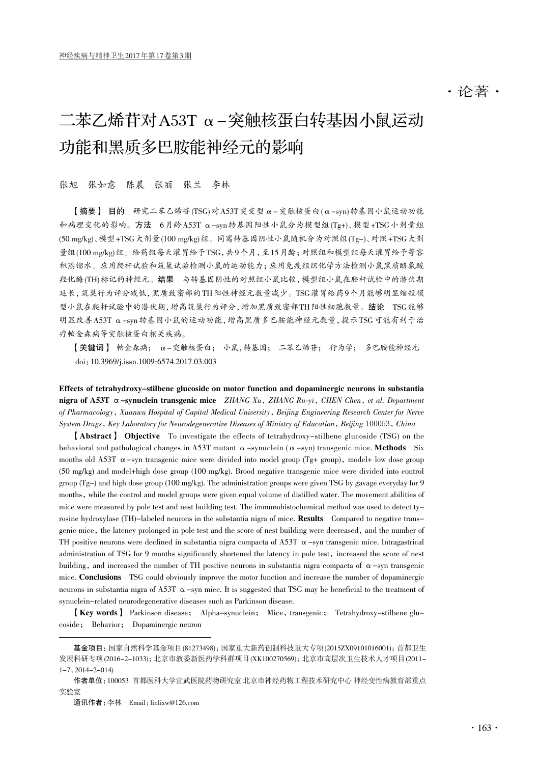·论著·

# 二苯乙烯苷对A53T α-突触核蛋白转基因小鼠运动功能和黑质多巴胺能神经元的影响

张旭　张如意　陈晨　张丽　张兰　李林

【摘要】 **目的**　研究二苯乙烯苷(TSG)对A53T突变型α-突触核蛋白(α-syn)转基因小鼠运动功能和病理变化的影响。**方法**　6月龄A53T α-syn转基因阳性小鼠分为模型组(Tg+)、模型+TSG小剂量组(50 mg/kg)、模型+TSG大剂量(100 mg/kg)组。同窝转基因阴性小鼠随机分为对照组(Tg-)、对照+TSG大剂量组(100 mg/kg)组。给药组每天灌胃给予TSG,共9个月,至15月龄;对照组和模型组每天灌胃给予等容积蒸馏水。应用爬杆试验和筑巢试验检测小鼠的运动能力;应用免疫组织化学方法检测小鼠黑质酪氨酸羟化酶(TH)标记的神经元。**结果**　与转基因阴性的对照组小鼠比较,模型组小鼠在爬杆试验中的潜伏期延长,筑巢行为评分减低,黑质致密部的TH阳性神经元数量减少。TSG灌胃给药9个月能够明显缩短模型小鼠在爬杆试验中的潜伏期,增高筑巢行为评分,增加黑质致密部TH阳性细胞数量。**结论**　TSG能够明显改善A53T α-syn转基因小鼠的运动功能,增高黑质多巴胺能神经元数量,提示TSG可能有利于治疗帕金森病等突触核蛋白相关疾病。

【关键词】 帕金森病;　α-突触核蛋白;　小鼠,转基因;　二苯乙烯苷;　行为学;　多巴胺能神经元

doi:10.3969/j.issn.1009-6574.2017.03.003

**Effects of tetrahydroxy-stilbene glucoside on motor function and dopaminergic neurons in substantia nigra of A53T α-synuclein transgenic mice**　*ZHANG Xu, ZHANG Ru-yi, CHEN Chen, et al. Department of Pharmacology, Xuanwu Hospital of Capital Medical University, Beijing Engineering Research Center for Nerve System Drugs, Key Laboratory for Neurodegenerative Diseases of Ministry of Education, Beijing 100053, China*

【**Abstract**】 **Objective**　To investigate the effects of tetrahydroxy-stilbene glucoside (TSG) on the behavioral and pathological changes in A53T mutant α-synuclein (α-syn) transgenic mice. **Methods**　Six months old A53T α-syn transgenic mice were divided into model group (Tg+ group), model+ low dose group (50 mg/kg) and model+high dose group (100 mg/kg). Brood negative transgenic mice were divided into control group (Tg-) and high dose group (100 mg/kg). The administration groups were given TSG by gavage everyday for 9 months, while the control and model groups were given equal volume of distilled water. The movement abilities of mice were measured by pole test and nest building test. The immunohistochemical method was used to detect tyrosine hydroxylase (TH)-labeled neurons in the substantia nigra of mice. **Results**　Compared to negative transgenic mice, the latency prolonged in pole test and the score of nest building were decreased, and the number of TH positive neurons were declined in substantia nigra compacta of A53T α-syn transgenic mice. Intragastrical administration of TSG for 9 months significantly shortened the latency in pole test, increased the score of nest building, and increased the number of TH positive neurons in substantia nigra compacta of α-syn transgenic mice. **Conclusions**　TSG could obviously improve the motor function and increase the number of dopaminergic neurons in substantia nigra of A53T α-syn mice. It is suggested that TSG may be beneficial to the treatment of synuclein-related neurodegenerative diseases such as Parkinson disease.

【**Key words**】 Parkinson disease;　Alpha-synuclein;　Mice, transgenic;　Tetrahydroxy-stilbene glucoside;　Behavior;　Dopaminergic neuron

---

**基金项目:** 国家自然科学基金项目(81273498);国家重大新药创制科技重大专项(2015ZX09101016001);首都卫生发展科研专项(2016-2-1033);北京市教委新医药学科群项目(XK100270569);北京市高层次卫生技术人才项目(2011-1-7, 2014-2-014)

**作者单位:** 100053 首都医科大学宣武医院药物研究室 北京市神经药物工程技术研究中心 神经变性病教育部重点实验室

**通讯作者:** 李林　Email:linlixw@126.com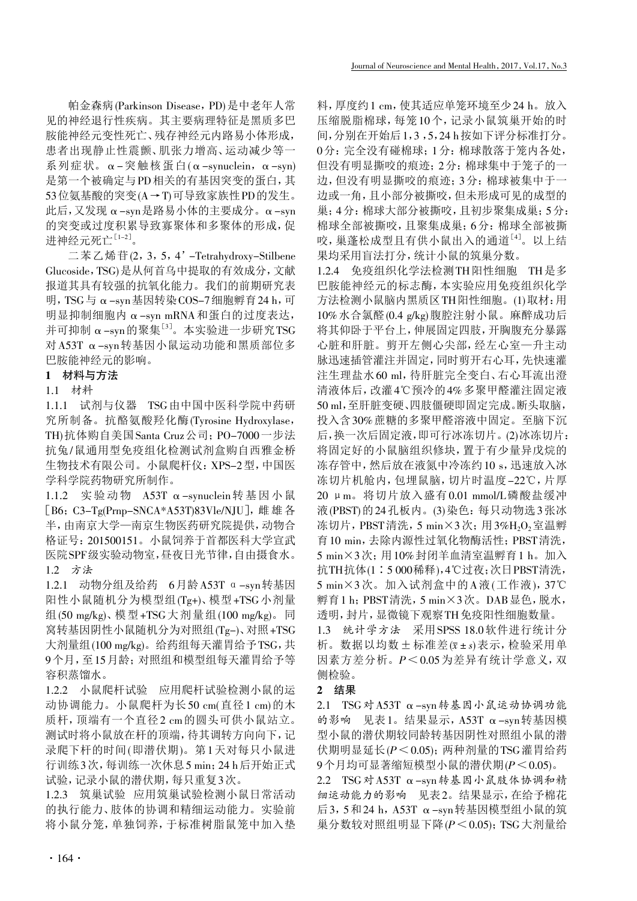帕金森病(Parkinson Disease，PD)是中老年人常见的神经退行性疾病。其主要病理特征是黑质多巴胺能神经元变性死亡、残存神经元内路易小体形成，患者出现静止性震颤、肌张力增高、运动减少等一系列症状。α-突触核蛋白(α-synuclein，α-syn)是第一个被确定与PD相关的有基因突变的蛋白，其53位氨基酸的突变(A→T)可导致家族性PD的发生。此后，又发现α-syn是路易小体的主要成分。α-syn的突变或过度积累导致寡聚体和多聚体的形成，促进神经元死亡[1-2]。

二苯乙烯苷(2，3，5，4'-Tetrahydroxy-Stilbene Glucoside，TSG)是从何首乌中提取的有效成分，文献报道其具有较强的抗氧化能力。我们的前期研究表明，TSG与α-syn基因转染COS-7细胞孵育24 h，可明显抑制细胞内α-syn mRNA和蛋白的过度表达，并可抑制α-syn的聚集[3]。本实验进一步研究TSG对A53T α-syn转基因小鼠运动功能和黑质部位多巴胺能神经元的影响。

## 1 材料与方法

### 1.1 材料

1.1.1 试剂与仪器 TSG由中国中医科学院中药研究所制备。抗酪氨酸羟化酶(Tyrosine Hydroxylase，TH)抗体购自美国Santa Cruz公司；PO-7000一步法抗兔/鼠通用型免疫组化检测试剂盒购自西雅金桥生物技术有限公司。小鼠爬杆仪：XPS-2型，中国医学科学院药物研究所制作。

1.1.2 实验动物 A53T α-synuclein转基因小鼠[B6；C3-Tg(Prnp-SNCA*A53T)83Vle/NJU]，雌雄各半，由南京大学—南京生物医药研究院提供，动物合格证号：201500151。小鼠饲养于首都医科大学宣武医院SPF级实验动物室，昼夜日光节律，自由摄食水。

### 1.2 方法

1.2.1 动物分组及给药 6月龄A53T α-syn转基因阳性小鼠随机分为模型组(Tg+)、模型+TSG小剂量组(50 mg/kg)、模型+TSG大剂量组(100 mg/kg)。同窝转基因阴性小鼠随机分为对照组(Tg-)、对照+TSG大剂量组(100 mg/kg)。给药组每天灌胃给予TSG，共9个月，至15月龄；对照组和模型组每天灌胃给予等容积蒸馏水。

1.2.2 小鼠爬杆试验 应用爬杆试验检测小鼠的运动协调能力。小鼠爬杆为长50 cm(直径1 cm)的木质杆，顶端有一个直径2 cm的圆头可供小鼠站立。测试时将小鼠放在杆的顶端，待其调转方向向下，记录爬下杆的时间(即潜伏期)。第1天对每只小鼠进行训练3次，每训练一次休息5 min；24 h后开始正式试验，记录小鼠的潜伏期，每只重复3次。

1.2.3 筑巢试验 应用筑巢试验检测小鼠日常活动的执行能力、肢体的协调和精细运动能力。实验前将小鼠分笼，单独饲养，于标准树脂鼠笼中加入垫料，厚度约1 cm，使其适应单笼环境至少24 h。放入压缩脱脂棉球，每笼10个，记录小鼠筑巢开始的时间，分别在开始后1，3，5，24 h按如下评分标准打分。0分：完全没有碰棉球；1分：棉球散落于笼内各处，但没有明显撕咬的痕迹；2分：棉球集中于笼子的一边，但没有明显撕咬的痕迹；3分：棉球被集中于一边或一角，且小部分被撕咬，但未形成可见的成型的巢；4分：棉球大部分被撕咬，且初步聚集成巢；5分：棉球全部被撕咬，且聚集成巢；6分：棉球全部被撕咬，巢蓬松成型且有供小鼠出入的通道[4]。以上结果均采用盲法打分，统计小鼠的筑巢分数。

1.2.4 免疫组织化学法检测TH阳性细胞 TH是多巴胺能神经元的标志酶，本实验应用免疫组织化学方法检测小鼠脑内黑质区TH阳性细胞。(1)取材：用10%水合氯醛(0.4 g/kg)腹腔注射小鼠。麻醉成功后将其仰卧于平台上，伸展固定四肢，开胸腹充分暴露心脏和肝脏。剪开左侧心尖部，经左心室—升主动脉迅速插管灌注并固定，同时剪开右心耳，先快速灌注生理盐水60 ml，待肝脏完全变白、右心耳流出澄清液体后，改灌4℃预冷的4%多聚甲醛灌注固定液50 ml，至肝脏变硬、四肢僵硬即固定完成。断头取脑，投入含30%蔗糖的多聚甲醛溶液中固定。至脑下沉后，换一次后固定液，即可行冰冻切片。(2)冰冻切片：将固定好的小鼠脑组织修块，置于有少量异戊烷的冻存管中，然后放在液氮中冷冻约10 s，迅速放入冰冻切片机舱内，包埋鼠脑，切片时温度-22℃，片厚20 μm。将切片放入盛有0.01 mmol/L磷酸盐缓冲液(PBST)的24孔板内。(3)染色：每只动物选3张冰冻切片，PBST清洗，5 min×3次；用3%$H_2O_2$室温孵育10 min，去除内源性过氧化物酶活性；PBST清洗，5 min×3次；用10%封闭羊血清室温孵育1 h。加入抗TH抗体(1∶5 000稀释)，4℃过夜；次日PBST清洗，5 min×3次。加入试剂盒中的A液(工作液)，37℃孵育1 h；PBST清洗，5 min×3次。DAB显色，脱水，透明，封片，显微镜下观察TH免疫阳性细胞数量。

### 1.3 统计学方法

采用SPSS 18.0软件进行统计分析。数据以均数±标准差($\bar{x} \pm s$)表示，检验采用单因素方差分析。$P < 0.05$为差异有统计学意义，双侧检验。

## 2 结果

2.1 TSG对A53T α-syn转基因小鼠运动协调功能的影响 见表1。结果显示，A53T α-syn转基因模型小鼠的潜伏期较同龄转基因阴性对照组小鼠的潜伏期明显延长($P < 0.05$)；两种剂量的TSG灌胃给药9个月均可显著缩短模型小鼠的潜伏期($P < 0.05$)。

2.2 TSG对A53T α-syn转基因小鼠肢体协调和精细运动能力的影响 见表2。结果显示，在给予棉花后3，5和24 h，A53T α-syn转基因模型组小鼠的筑巢分数较对照组明显下降($P < 0.05$)；TSG大剂量给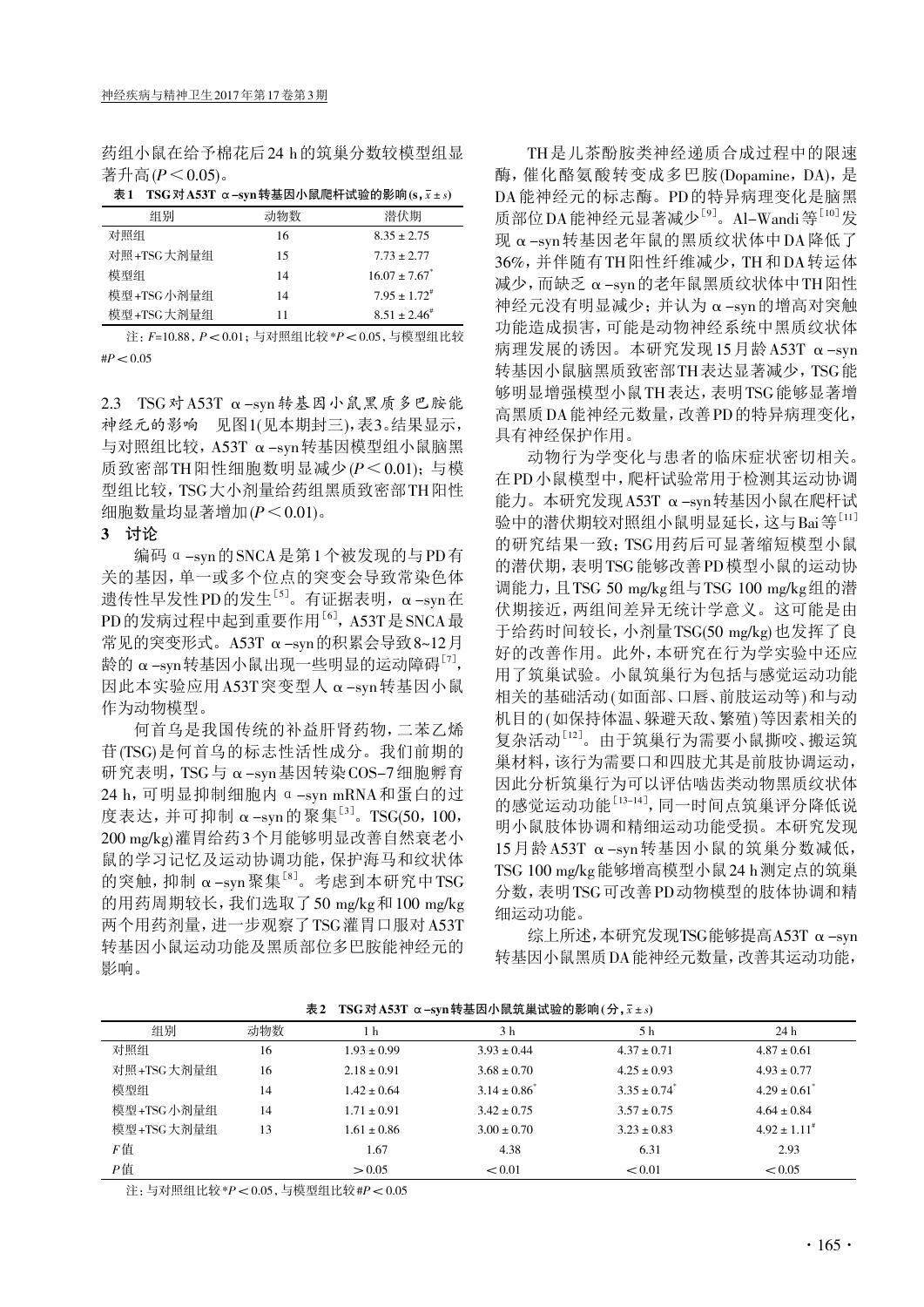药组小鼠在给予棉花后24 h的筑巢分数较模型组显著升高($P<0.05$)。

**表1 TSG对A53T α-syn转基因小鼠爬杆试验的影响(s, $\bar{x}\pm s$)**

| 组别 | 动物数 | 潜伏期 |
|---|---|---|
| 对照组 | 16 | 8.35 ± 2.75 |
| 对照+TSG大剂量组 | 15 | 7.73 ± 2.77 |
| 模型组 | 14 | 16.07 ± 7.67* |
| 模型+TSG小剂量组 | 14 | 7.95 ± 1.72# |
| 模型+TSG大剂量组 | 11 | 8.51 ± 2.46# |

注：$F$=10.88，$P<0.01$；与对照组比较*$P<0.05$，与模型组比较#$P<0.05$

2.3 TSG对A53T α-syn转基因小鼠黑质多巴胺能神经元的影响 见图1(见本期封三)，表3。结果显示，与对照组比较，A53T α-syn转基因模型组小鼠脑黑质致密部TH阳性细胞数明显减少($P<0.01$)；与模型组比较，TSG大小剂量给药组黑质致密部TH阳性细胞数量均显著增加($P<0.01$)。

## 3 讨论

编码α-syn的SNCA是第1个被发现的与PD有关的基因，单一或多个位点的突变会导致常染色体遗传性早发性PD的发生[5]。有证据表明，α-syn在PD的发病过程中起到重要作用[6]，A53T是SNCA最常见的突变形式。A53T α-syn的积累会导致8~12月龄的α-syn转基因小鼠出现一些明显的运动障碍[7]，因此本实验应用A53T突变型人α-syn转基因小鼠作为动物模型。

何首乌是我国传统的补益肝肾药物，二苯乙烯苷(TSG)是何首乌的标志性活性成分。我们前期的研究表明，TSG与α-syn基因转染COS-7细胞孵育24 h，可明显抑制细胞内α-syn mRNA和蛋白的过度表达，并可抑制α-syn的聚集[3]。TSG(50，100，200 mg/kg)灌胃给药3个月能够明显改善自然衰老小鼠的学习记忆及运动协调功能，保护海马和纹状体的突触，抑制α-syn聚集[8]。考虑到本研究中TSG的用药周期较长，我们选取了50 mg/kg和100 mg/kg两个用药剂量，进一步观察了TSG灌胃口服对A53T转基因小鼠运动功能及黑质部位多巴胺能神经元的影响。

TH是儿茶酚胺类神经递质合成过程中的限速酶，催化酪氨酸转变成多巴胺(Dopamine，DA)，是DA能神经元的标志酶。PD的特异病理变化是脑黑质部位DA能神经元显著减少[9]。Al-Wandi等[10]发现α-syn转基因老年鼠的黑质纹状体中DA降低了36%，并伴随有TH阳性纤维减少，TH和DA转运体减少，而缺乏α-syn的老年鼠黑质纹状体中TH阳性神经元没有明显减少；并认为α-syn的增高对突触功能造成损害，可能是动物神经系统中黑质纹状体病理发展的诱因。本研究发现15月龄A53T α-syn转基因小鼠脑黑质致密部TH表达显著减少，TSG能够明显增强模型小鼠TH表达，表明TSG能够显著增高黑质DA能神经元数量，改善PD的特异病理变化，具有神经保护作用。

动物行为学变化与患者的临床症状密切相关。在PD小鼠模型中，爬杆试验常用于检测其运动协调能力。本研究发现A53T α-syn转基因小鼠在爬杆试验中的潜伏期较对照组小鼠明显延长，这与Bai等[11]的研究结果一致；TSG用药后可显著缩短模型小鼠的潜伏期，表明TSG能够改善PD模型小鼠的运动协调能力，且TSG 50 mg/kg组与TSG 100 mg/kg组的潜伏期接近，两组间差异无统计学意义。这可能是由于给药时间较长，小剂量TSG(50 mg/kg)也发挥了良好的改善作用。此外，本研究在行为学实验中还应用了筑巢试验。小鼠筑巢行为包括与感觉运动功能相关的基础活动(如面部、口唇、前肢运动等)和与动机目的(如保持体温、躲避天敌、繁殖)等因素相关的复杂活动[12]。由于筑巢行为需要小鼠撕咬、搬运筑巢材料，该行为需要口和四肢尤其是前肢协调运动，因此分析筑巢行为可以评估啮齿类动物黑质纹状体的感觉运动功能[13-14]，同一时间点筑巢评分降低说明小鼠肢体协调和精细运动功能受损。本研究发现15月龄A53T α-syn转基因小鼠的筑巢分数减低，TSG 100 mg/kg能够增高模型小鼠24 h测定点的筑巢分数，表明TSG可改善PD动物模型的肢体协调和精细运动功能。

综上所述，本研究发现TSG能够提高A53T α-syn转基因小鼠黑质DA能神经元数量，改善其运动功能，

**表2 TSG对A53T α-syn转基因小鼠筑巢试验的影响(分，$\bar{x}\pm s$)**

| 组别 | 动物数 | 1 h | 3 h | 5 h | 24 h |
|---|---|---|---|---|---|
| 对照组 | 16 | 1.93 ± 0.99 | 3.93 ± 0.44 | 4.37 ± 0.71 | 4.87 ± 0.61 |
| 对照+TSG大剂量组 | 16 | 2.18 ± 0.91 | 3.68 ± 0.70 | 4.25 ± 0.93 | 4.93 ± 0.77 |
| 模型组 | 14 | 1.42 ± 0.64 | 3.14 ± 0.86* | 3.35 ± 0.74* | 4.29 ± 0.61* |
| 模型+TSG小剂量组 | 14 | 1.71 ± 0.91 | 3.42 ± 0.75 | 3.57 ± 0.75 | 4.64 ± 0.84 |
| 模型+TSG大剂量组 | 13 | 1.61 ± 0.86 | 3.00 ± 0.70 | 3.23 ± 0.83 | 4.92 ± 1.11# |
| $F$值 | | 1.67 | 4.38 | 6.31 | 2.93 |
| $P$值 | | >0.05 | <0.01 | <0.01 | <0.05 |

注：与对照组比较*$P<0.05$，与模型组比较#$P<0.05$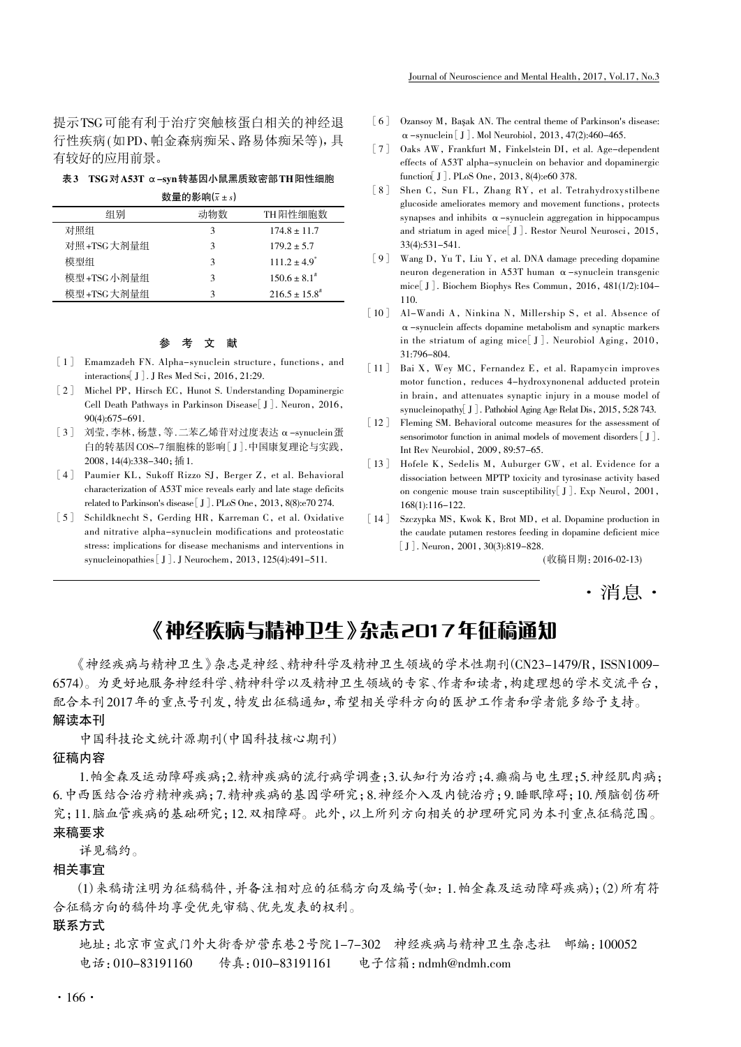提示TSG可能有利于治疗突触核蛋白相关的神经退行性疾病(如PD、帕金森病痴呆、路易体痴呆等),具有较好的应用前景。

**表3　TSG对A53T α-syn转基因小鼠黑质致密部TH阳性细胞数量的影响($\bar{x} \pm s$)**

| 组别 | 动物数 | TH阳性细胞数 |
|---|---|---|
| 对照组 | 3 | 174.8 ± 11.7 |
| 对照+TSG大剂量组 | 3 | 179.2 ± 5.7 |
| 模型组 | 3 | $111.2 \pm 4.9^{*}$ |
| 模型+TSG小剂量组 | 3 | $150.6 \pm 8.1^{\#}$ |
| 模型+TSG大剂量组 | 3 | $216.5 \pm 15.8^{\#}$ |

## 参　考　文　献

[1] Emamzadeh FN. Alpha-synuclein structure, functions, and interactions[J]. J Res Med Sci, 2016, 21:29.

[2] Michel PP, Hirsch EC, Hunot S. Understanding Dopaminergic Cell Death Pathways in Parkinson Disease[J]. Neuron, 2016, 90(4):675-691.

[3] 刘莹,李林,杨慧,等.二苯乙烯苷对过度表达α-synuclein蛋白的转基因COS-7细胞株的影响[J].中国康复理论与实践, 2008, 14(4):338-340;插1.

[4] Paumier KL, Sukoff Rizzo SJ, Berger Z, et al. Behavioral characterization of A53T mice reveals early and late stage deficits related to Parkinson's disease[J]. PLoS One, 2013, 8(8):e70 274.

[5] Schildknecht S, Gerding HR, Karreman C, et al. Oxidative and nitrative alpha-synuclein modifications and proteostatic stress: implications for disease mechanisms and interventions in synucleinopathies[J]. J Neurochem, 2013, 125(4):491-511.

[6] Ozansoy M, Başak AN. The central theme of Parkinson's disease: α-synuclein[J]. Mol Neurobiol, 2013, 47(2):460-465.

[7] Oaks AW, Frankfurt M, Finkelstein DI, et al. Age-dependent effects of A53T alpha-synuclein on behavior and dopaminergic function[J]. PLoS One, 2013, 8(4):e60 378.

[8] Shen C, Sun FL, Zhang RY, et al. Tetrahydroxystilbene glucoside ameliorates memory and movement functions, protects synapses and inhibits α-synuclein aggregation in hippocampus and striatum in aged mice[J]. Restor Neurol Neurosci, 2015, 33(4):531-541.

[9] Wang D, Yu T, Liu Y, et al. DNA damage preceding dopamine neuron degeneration in A53T human α-synuclein transgenic mice[J]. Biochem Biophys Res Commun, 2016, 481(1/2):104-110.

[10] Al-Wandi A, Ninkina N, Millership S, et al. Absence of α-synuclein affects dopamine metabolism and synaptic markers in the striatum of aging mice[J]. Neurobiol Aging, 2010, 31:796-804.

[11] Bai X, Wey MC, Fernandez E, et al. Rapamycin improves motor function, reduces 4-hydroxynonenal adducted protein in brain, and attenuates synaptic injury in a mouse model of synucleinopathy[J]. Pathobiol Aging Age Relat Dis, 2015, 5:28 743.

[12] Fleming SM. Behavioral outcome measures for the assessment of sensorimotor function in animal models of movement disorders[J]. Int Rev Neurobiol, 2009, 89:57-65.

[13] Hofele K, Sedelis M, Auburger GW, et al. Evidence for a dissociation between MPTP toxicity and tyrosinase activity based on congenic mouse train susceptibility[J]. Exp Neurol, 2001, 168(1):116-122.

[14] Szczypka MS, Kwok K, Brot MD, et al. Dopamine production in the caudate putamen restores feeding in dopamine deficient mice[J]. Neuron, 2001, 30(3):819-828.

(收稿日期:2016-02-13)

·消息·

# 《神经疾病与精神卫生》杂志2017年征稿通知

《神经疾病与精神卫生》杂志是神经、精神科学及精神卫生领域的学术性期刊(CN23-1479/R, ISSN1009-6574)。为更好地服务神经科学、精神科学以及精神卫生领域的专家、作者和读者,构建理想的学术交流平台,配合本刊2017年的重点号刊发,特发出征稿通知,希望相关学科方向的医护工作者和学者能多给予支持。

**解读本刊**

中国科技论文统计源期刊(中国科技核心期刊)

**征稿内容**

1.帕金森及运动障碍疾病;2.精神疾病的流行病学调查;3.认知行为治疗;4.癫痫与电生理;5.神经肌肉病;6.中西医结合治疗精神疾病;7.精神疾病的基因学研究;8.神经介入及内镜治疗;9.睡眠障碍;10.颅脑创伤研究;11.脑血管疾病的基础研究;12.双相障碍。此外,以上所列方向相关的护理研究同为本刊重点征稿范围。

**来稿要求**

详见稿约。

**相关事宜**

(1)来稿请注明为征稿稿件,并备注相对应的征稿方向及编号(如:1.帕金森及运动障碍疾病);(2)所有符合征稿方向的稿件均享受优先审稿、优先发表的权利。

**联系方式**

地址:北京市宣武门外大街香炉营东巷2号院1-7-302　神经疾病与精神卫生杂志社　邮编:100052

电话:010-83191160　　传真:010-83191161　　电子信箱:ndmh@ndmh.com